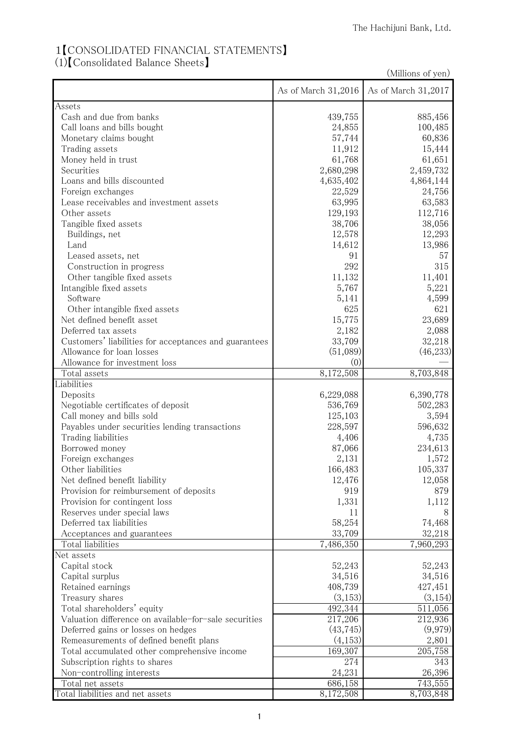The Hachijuni Bank, Ltd.

# 1【CONSOLIDATED FINANCIAL STATEMENTS】

## (1)【Consolidated Balance Sheets】

(Millions of yen)

| | As of March 31,2016 | As of March 31,2017 |
|---|---|---|
| Assets | | |
| Cash and due from banks | 439,755 | 885,456 |
| Call loans and bills bought | 24,855 | 100,485 |
| Monetary claims bought | 57,744 | 60,836 |
| Trading assets | 11,912 | 15,444 |
| Money held in trust | 61,768 | 61,651 |
| Securities | 2,680,298 | 2,459,732 |
| Loans and bills discounted | 4,635,402 | 4,864,144 |
| Foreign exchanges | 22,529 | 24,756 |
| Lease receivables and investment assets | 63,995 | 63,583 |
| Other assets | 129,193 | 112,716 |
| Tangible fixed assets | 38,706 | 38,056 |
| Buildings, net | 12,578 | 12,293 |
| Land | 14,612 | 13,986 |
| Leased assets, net | 91 | 57 |
| Construction in progress | 292 | 315 |
| Other tangible fixed assets | 11,132 | 11,401 |
| Intangible fixed assets | 5,767 | 5,221 |
| Software | 5,141 | 4,599 |
| Other intangible fixed assets | 625 | 621 |
| Net defined benefit asset | 15,775 | 23,689 |
| Deferred tax assets | 2,182 | 2,088 |
| Customers' liabilities for acceptances and guarantees | 33,709 | 32,218 |
| Allowance for loan losses | (51,089) | (46,233) |
| Allowance for investment loss | (0) | — |
| Total assets | 8,172,508 | 8,703,848 |
| Liabilities | | |
| Deposits | 6,229,088 | 6,390,778 |
| Negotiable certificates of deposit | 536,769 | 502,283 |
| Call money and bills sold | 125,103 | 3,594 |
| Payables under securities lending transactions | 228,597 | 596,632 |
| Trading liabilities | 4,406 | 4,735 |
| Borrowed money | 87,066 | 234,613 |
| Foreign exchanges | 2,131 | 1,572 |
| Other liabilities | 166,483 | 105,337 |
| Net defined benefit liability | 12,476 | 12,058 |
| Provision for reimbursement of deposits | 919 | 879 |
| Provision for contingent loss | 1,331 | 1,112 |
| Reserves under special laws | 11 | 8 |
| Deferred tax liabilities | 58,254 | 74,468 |
| Acceptances and guarantees | 33,709 | 32,218 |
| Total liabilities | 7,486,350 | 7,960,293 |
| Net assets | | |
| Capital stock | 52,243 | 52,243 |
| Capital surplus | 34,516 | 34,516 |
| Retained earnings | 408,739 | 427,451 |
| Treasury shares | (3,153) | (3,154) |
| Total shareholders' equity | 492,344 | 511,056 |
| Valuation difference on available-for-sale securities | 217,206 | 212,936 |
| Deferred gains or losses on hedges | (43,745) | (9,979) |
| Remeasurements of defined benefit plans | (4,153) | 2,801 |
| Total accumulated other comprehensive income | 169,307 | 205,758 |
| Subscription rights to shares | 274 | 343 |
| Non-controlling interests | 24,231 | 26,396 |
| Total net assets | 686,158 | 743,555 |
| Total liabilities and net assets | 8,172,508 | 8,703,848 |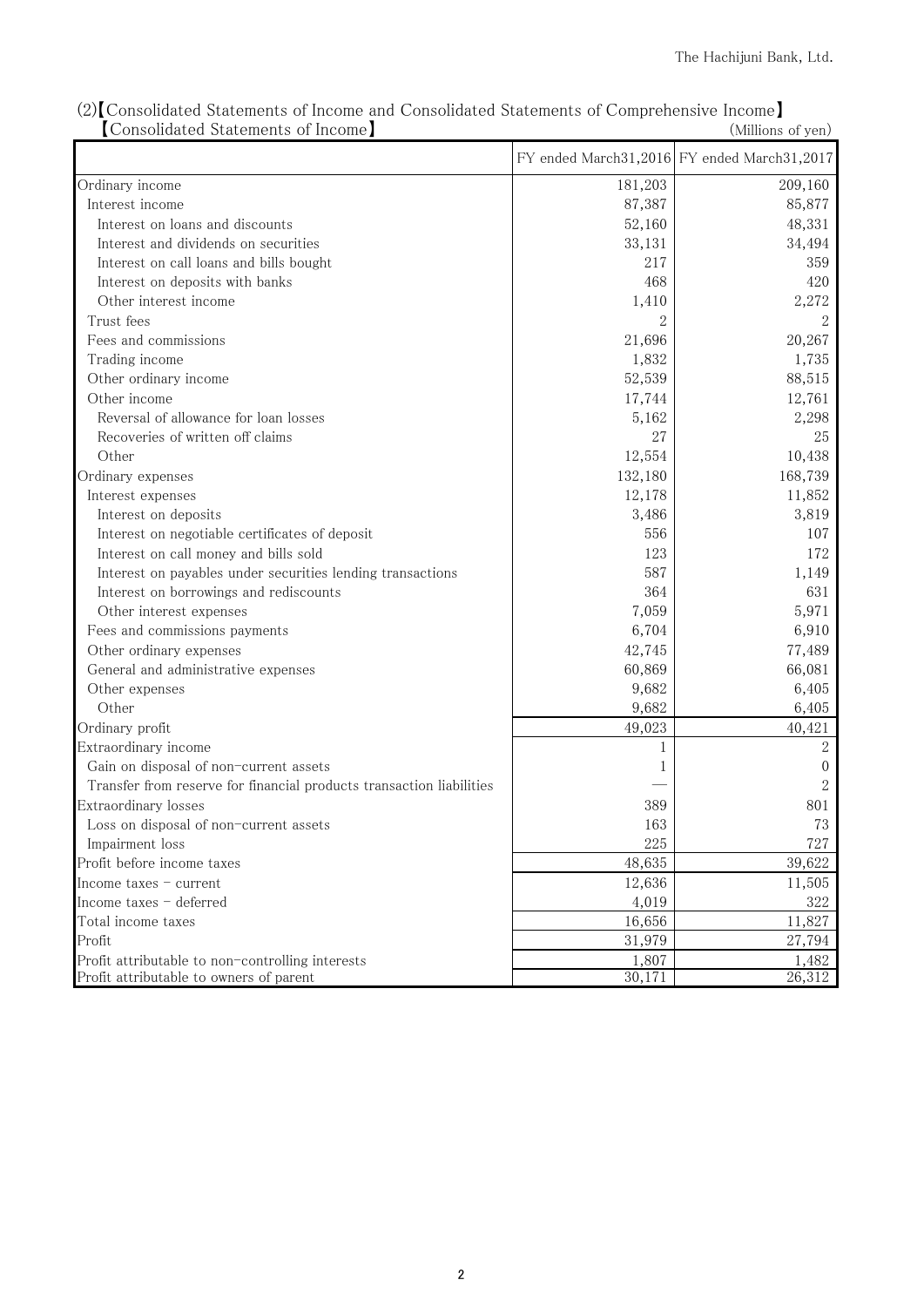(2)【Consolidated Statements of Income and Consolidated Statements of Comprehensive Income】

【Consolidated Statements of Income】

(Millions of yen)

| | FY ended March31,2016 | FY ended March31,2017 |
|---|---|---|
| Ordinary income | 181,203 | 209,160 |
| Interest income | 87,387 | 85,877 |
| Interest on loans and discounts | 52,160 | 48,331 |
| Interest and dividends on securities | 33,131 | 34,494 |
| Interest on call loans and bills bought | 217 | 359 |
| Interest on deposits with banks | 468 | 420 |
| Other interest income | 1,410 | 2,272 |
| Trust fees | 2 | 2 |
| Fees and commissions | 21,696 | 20,267 |
| Trading income | 1,832 | 1,735 |
| Other ordinary income | 52,539 | 88,515 |
| Other income | 17,744 | 12,761 |
| Reversal of allowance for loan losses | 5,162 | 2,298 |
| Recoveries of written off claims | 27 | 25 |
| Other | 12,554 | 10,438 |
| Ordinary expenses | 132,180 | 168,739 |
| Interest expenses | 12,178 | 11,852 |
| Interest on deposits | 3,486 | 3,819 |
| Interest on negotiable certificates of deposit | 556 | 107 |
| Interest on call money and bills sold | 123 | 172 |
| Interest on payables under securities lending transactions | 587 | 1,149 |
| Interest on borrowings and rediscounts | 364 | 631 |
| Other interest expenses | 7,059 | 5,971 |
| Fees and commissions payments | 6,704 | 6,910 |
| Other ordinary expenses | 42,745 | 77,489 |
| General and administrative expenses | 60,869 | 66,081 |
| Other expenses | 9,682 | 6,405 |
| Other | 9,682 | 6,405 |
| Ordinary profit | 49,023 | 40,421 |
| Extraordinary income | 1 | 2 |
| Gain on disposal of non-current assets | 1 | 0 |
| Transfer from reserve for financial products transaction liabilities | — | 2 |
| Extraordinary losses | 389 | 801 |
| Loss on disposal of non-current assets | 163 | 73 |
| Impairment loss | 225 | 727 |
| Profit before income taxes | 48,635 | 39,622 |
| Income taxes - current | 12,636 | 11,505 |
| Income taxes - deferred | 4,019 | 322 |
| Total income taxes | 16,656 | 11,827 |
| Profit | 31,979 | 27,794 |
| Profit attributable to non-controlling interests | 1,807 | 1,482 |
| Profit attributable to owners of parent | 30,171 | 26,312 |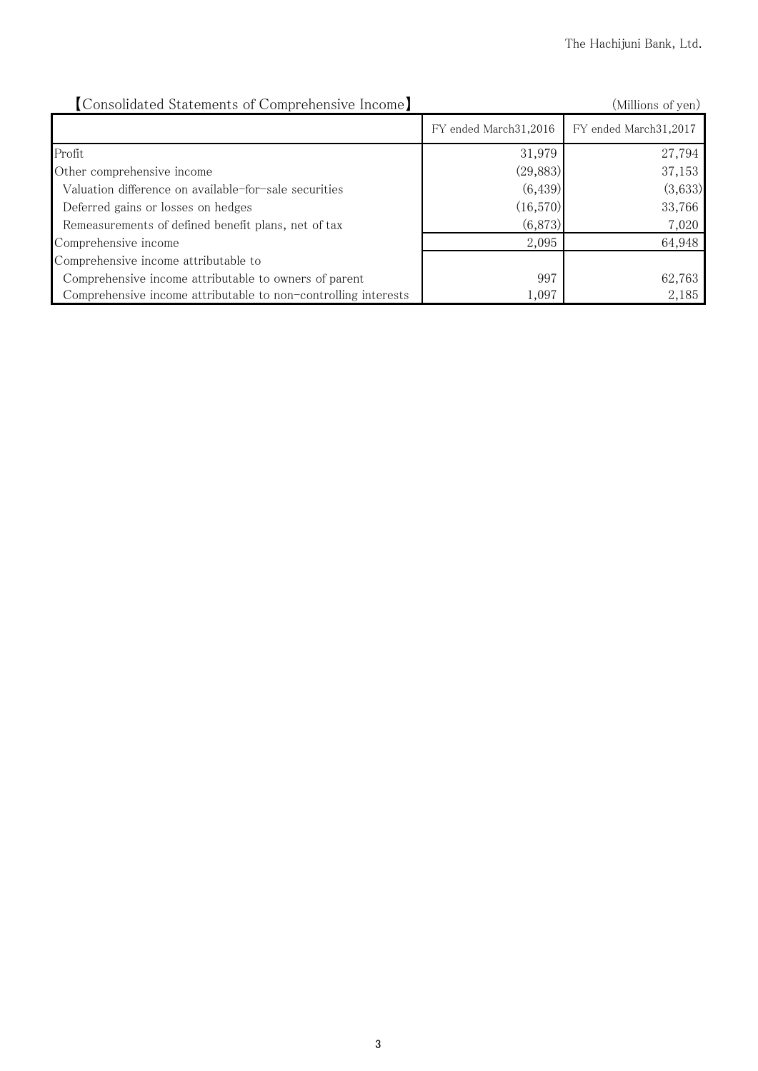## 【Consolidated Statements of Comprehensive Income】

(Millions of yen)

| | FY ended March31,2016 | FY ended March31,2017 |
|---|---|---|
| Profit | 31,979 | 27,794 |
| Other comprehensive income | (29,883) | 37,153 |
| Valuation difference on available-for-sale securities | (6,439) | (3,633) |
| Deferred gains or losses on hedges | (16,570) | 33,766 |
| Remeasurements of defined benefit plans, net of tax | (6,873) | 7,020 |
| Comprehensive income | 2,095 | 64,948 |
| Comprehensive income attributable to | | |
| Comprehensive income attributable to owners of parent | 997 | 62,763 |
| Comprehensive income attributable to non-controlling interests | 1,097 | 2,185 |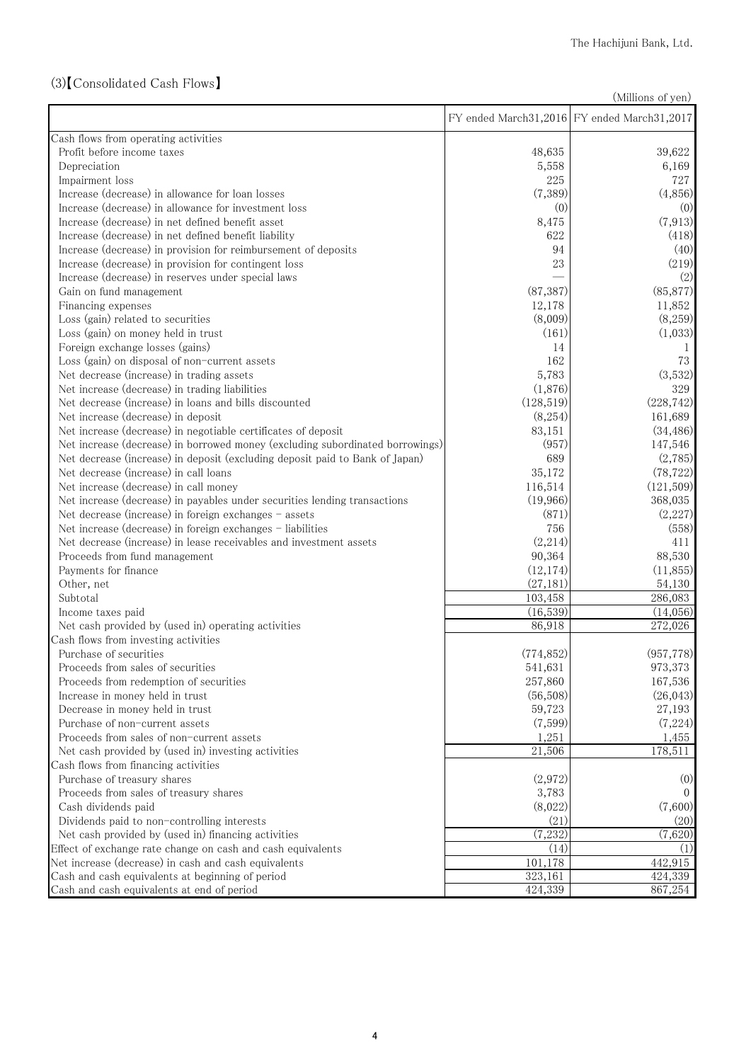## (3)【Consolidated Cash Flows】

(Millions of yen)

| | FY ended March31,2016 | FY ended March31,2017 |
|---|---|---|
| Cash flows from operating activities | | |
| Profit before income taxes | 48,635 | 39,622 |
| Depreciation | 5,558 | 6,169 |
| Impairment loss | 225 | 727 |
| Increase (decrease) in allowance for loan losses | (7,389) | (4,856) |
| Increase (decrease) in allowance for investment loss | (0) | (0) |
| Increase (decrease) in net defined benefit asset | 8,475 | (7,913) |
| Increase (decrease) in net defined benefit liability | 622 | (418) |
| Increase (decrease) in provision for reimbursement of deposits | 94 | (40) |
| Increase (decrease) in provision for contingent loss | 23 | (219) |
| Increase (decrease) in reserves under special laws | — | (2) |
| Gain on fund management | (87,387) | (85,877) |
| Financing expenses | 12,178 | 11,852 |
| Loss (gain) related to securities | (8,009) | (8,259) |
| Loss (gain) on money held in trust | (161) | (1,033) |
| Foreign exchange losses (gains) | 14 | 1 |
| Loss (gain) on disposal of non-current assets | 162 | 73 |
| Net decrease (increase) in trading assets | 5,783 | (3,532) |
| Net increase (decrease) in trading liabilities | (1,876) | 329 |
| Net decrease (increase) in loans and bills discounted | (128,519) | (228,742) |
| Net increase (decrease) in deposit | (8,254) | 161,689 |
| Net increase (decrease) in negotiable certificates of deposit | 83,151 | (34,486) |
| Net increase (decrease) in borrowed money (excluding subordinated borrowings) | (957) | 147,546 |
| Net decrease (increase) in deposit (excluding deposit paid to Bank of Japan) | 689 | (2,785) |
| Net decrease (increase) in call loans | 35,172 | (78,722) |
| Net increase (decrease) in call money | 116,514 | (121,509) |
| Net increase (decrease) in payables under securities lending transactions | (19,966) | 368,035 |
| Net decrease (increase) in foreign exchanges - assets | (871) | (2,227) |
| Net increase (decrease) in foreign exchanges - liabilities | 756 | (558) |
| Net decrease (increase) in lease receivables and investment assets | (2,214) | 411 |
| Proceeds from fund management | 90,364 | 88,530 |
| Payments for finance | (12,174) | (11,855) |
| Other, net | (27,181) | 54,130 |
| Subtotal | 103,458 | 286,083 |
| Income taxes paid | (16,539) | (14,056) |
| Net cash provided by (used in) operating activities | 86,918 | 272,026 |
| Cash flows from investing activities | | |
| Purchase of securities | (774,852) | (957,778) |
| Proceeds from sales of securities | 541,631 | 973,373 |
| Proceeds from redemption of securities | 257,860 | 167,536 |
| Increase in money held in trust | (56,508) | (26,043) |
| Decrease in money held in trust | 59,723 | 27,193 |
| Purchase of non-current assets | (7,599) | (7,224) |
| Proceeds from sales of non-current assets | 1,251 | 1,455 |
| Net cash provided by (used in) investing activities | 21,506 | 178,511 |
| Cash flows from financing activities | | |
| Purchase of treasury shares | (2,972) | (0) |
| Proceeds from sales of treasury shares | 3,783 | 0 |
| Cash dividends paid | (8,022) | (7,600) |
| Dividends paid to non-controlling interests | (21) | (20) |
| Net cash provided by (used in) financing activities | (7,232) | (7,620) |
| Effect of exchange rate change on cash and cash equivalents | (14) | (1) |
| Net increase (decrease) in cash and cash equivalents | 101,178 | 442,915 |
| Cash and cash equivalents at beginning of period | 323,161 | 424,339 |
| Cash and cash equivalents at end of period | 424,339 | 867,254 |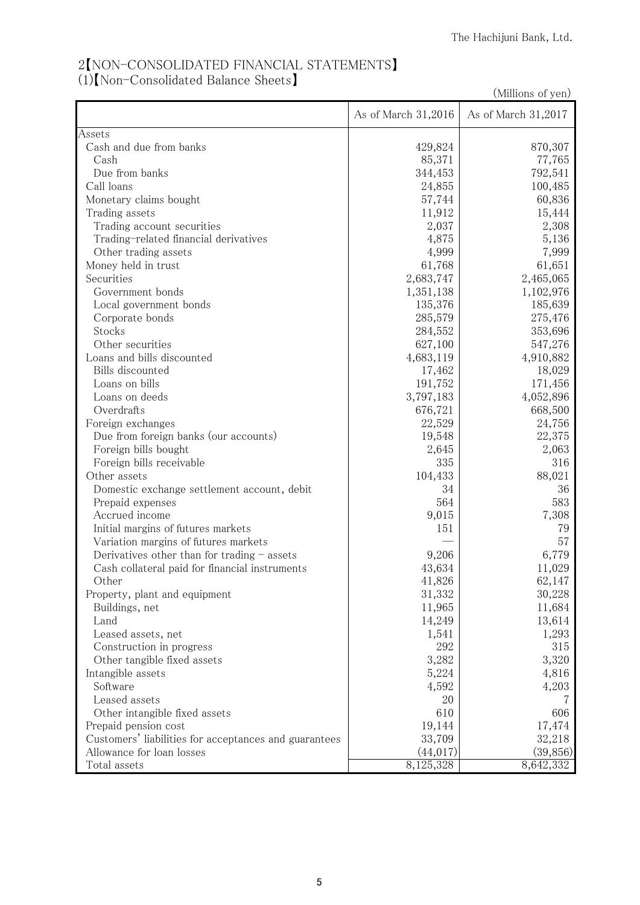## 2【NON-CONSOLIDATED FINANCIAL STATEMENTS】

### (1)【Non-Consolidated Balance Sheets】

(Millions of yen)

| | As of March 31,2016 | As of March 31,2017 |
|---|---|---|
| Assets | | |
| Cash and due from banks | 429,824 | 870,307 |
| Cash | 85,371 | 77,765 |
| Due from banks | 344,453 | 792,541 |
| Call loans | 24,855 | 100,485 |
| Monetary claims bought | 57,744 | 60,836 |
| Trading assets | 11,912 | 15,444 |
| Trading account securities | 2,037 | 2,308 |
| Trading-related financial derivatives | 4,875 | 5,136 |
| Other trading assets | 4,999 | 7,999 |
| Money held in trust | 61,768 | 61,651 |
| Securities | 2,683,747 | 2,465,065 |
| Government bonds | 1,351,138 | 1,102,976 |
| Local government bonds | 135,376 | 185,639 |
| Corporate bonds | 285,579 | 275,476 |
| Stocks | 284,552 | 353,696 |
| Other securities | 627,100 | 547,276 |
| Loans and bills discounted | 4,683,119 | 4,910,882 |
| Bills discounted | 17,462 | 18,029 |
| Loans on bills | 191,752 | 171,456 |
| Loans on deeds | 3,797,183 | 4,052,896 |
| Overdrafts | 676,721 | 668,500 |
| Foreign exchanges | 22,529 | 24,756 |
| Due from foreign banks (our accounts) | 19,548 | 22,375 |
| Foreign bills bought | 2,645 | 2,063 |
| Foreign bills receivable | 335 | 316 |
| Other assets | 104,433 | 88,021 |
| Domestic exchange settlement account, debit | 34 | 36 |
| Prepaid expenses | 564 | 583 |
| Accrued income | 9,015 | 7,308 |
| Initial margins of futures markets | 151 | 79 |
| Variation margins of futures markets | — | 57 |
| Derivatives other than for trading - assets | 9,206 | 6,779 |
| Cash collateral paid for financial instruments | 43,634 | 11,029 |
| Other | 41,826 | 62,147 |
| Property, plant and equipment | 31,332 | 30,228 |
| Buildings, net | 11,965 | 11,684 |
| Land | 14,249 | 13,614 |
| Leased assets, net | 1,541 | 1,293 |
| Construction in progress | 292 | 315 |
| Other tangible fixed assets | 3,282 | 3,320 |
| Intangible assets | 5,224 | 4,816 |
| Software | 4,592 | 4,203 |
| Leased assets | 20 | 7 |
| Other intangible fixed assets | 610 | 606 |
| Prepaid pension cost | 19,144 | 17,474 |
| Customers' liabilities for acceptances and guarantees | 33,709 | 32,218 |
| Allowance for loan losses | (44,017) | (39,856) |
| Total assets | 8,125,328 | 8,642,332 |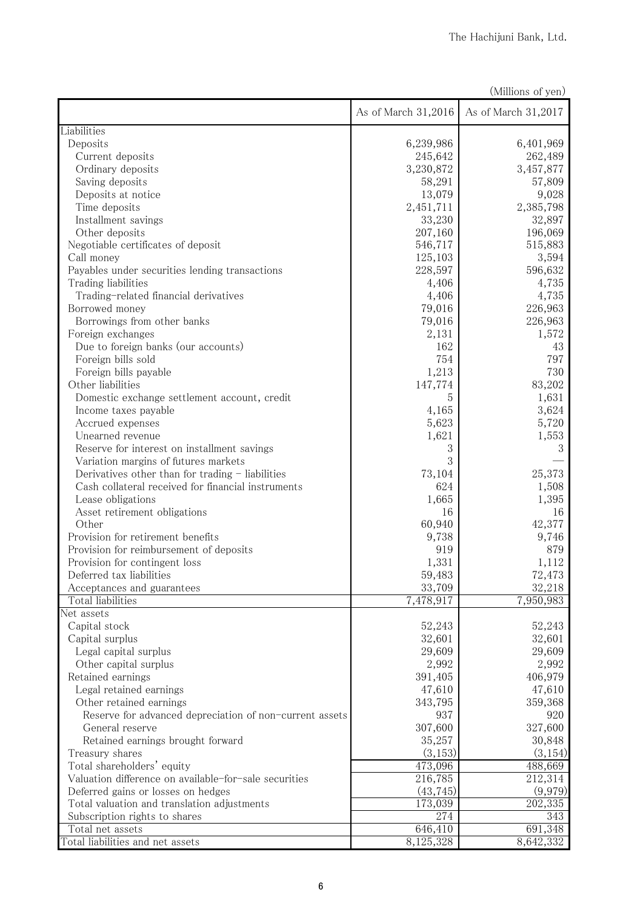(Millions of yen)

| | As of March 31,2016 | As of March 31,2017 |
|---|---|---|
| Liabilities | | |
| Deposits | 6,239,986 | 6,401,969 |
| Current deposits | 245,642 | 262,489 |
| Ordinary deposits | 3,230,872 | 3,457,877 |
| Saving deposits | 58,291 | 57,809 |
| Deposits at notice | 13,079 | 9,028 |
| Time deposits | 2,451,711 | 2,385,798 |
| Installment savings | 33,230 | 32,897 |
| Other deposits | 207,160 | 196,069 |
| Negotiable certificates of deposit | 546,717 | 515,883 |
| Call money | 125,103 | 3,594 |
| Payables under securities lending transactions | 228,597 | 596,632 |
| Trading liabilities | 4,406 | 4,735 |
| Trading-related financial derivatives | 4,406 | 4,735 |
| Borrowed money | 79,016 | 226,963 |
| Borrowings from other banks | 79,016 | 226,963 |
| Foreign exchanges | 2,131 | 1,572 |
| Due to foreign banks (our accounts) | 162 | 43 |
| Foreign bills sold | 754 | 797 |
| Foreign bills payable | 1,213 | 730 |
| Other liabilities | 147,774 | 83,202 |
| Domestic exchange settlement account, credit | 5 | 1,631 |
| Income taxes payable | 4,165 | 3,624 |
| Accrued expenses | 5,623 | 5,720 |
| Unearned revenue | 1,621 | 1,553 |
| Reserve for interest on installment savings | 3 | 3 |
| Variation margins of futures markets | 3 | — |
| Derivatives other than for trading - liabilities | 73,104 | 25,373 |
| Cash collateral received for financial instruments | 624 | 1,508 |
| Lease obligations | 1,665 | 1,395 |
| Asset retirement obligations | 16 | 16 |
| Other | 60,940 | 42,377 |
| Provision for retirement benefits | 9,738 | 9,746 |
| Provision for reimbursement of deposits | 919 | 879 |
| Provision for contingent loss | 1,331 | 1,112 |
| Deferred tax liabilities | 59,483 | 72,473 |
| Acceptances and guarantees | 33,709 | 32,218 |
| Total liabilities | 7,478,917 | 7,950,983 |
| Net assets | | |
| Capital stock | 52,243 | 52,243 |
| Capital surplus | 32,601 | 32,601 |
| Legal capital surplus | 29,609 | 29,609 |
| Other capital surplus | 2,992 | 2,992 |
| Retained earnings | 391,405 | 406,979 |
| Legal retained earnings | 47,610 | 47,610 |
| Other retained earnings | 343,795 | 359,368 |
| Reserve for advanced depreciation of non-current assets | 937 | 920 |
| General reserve | 307,600 | 327,600 |
| Retained earnings brought forward | 35,257 | 30,848 |
| Treasury shares | (3,153) | (3,154) |
| Total shareholders' equity | 473,096 | 488,669 |
| Valuation difference on available-for-sale securities | 216,785 | 212,314 |
| Deferred gains or losses on hedges | (43,745) | (9,979) |
| Total valuation and translation adjustments | 173,039 | 202,335 |
| Subscription rights to shares | 274 | 343 |
| Total net assets | 646,410 | 691,348 |
| Total liabilities and net assets | 8,125,328 | 8,642,332 |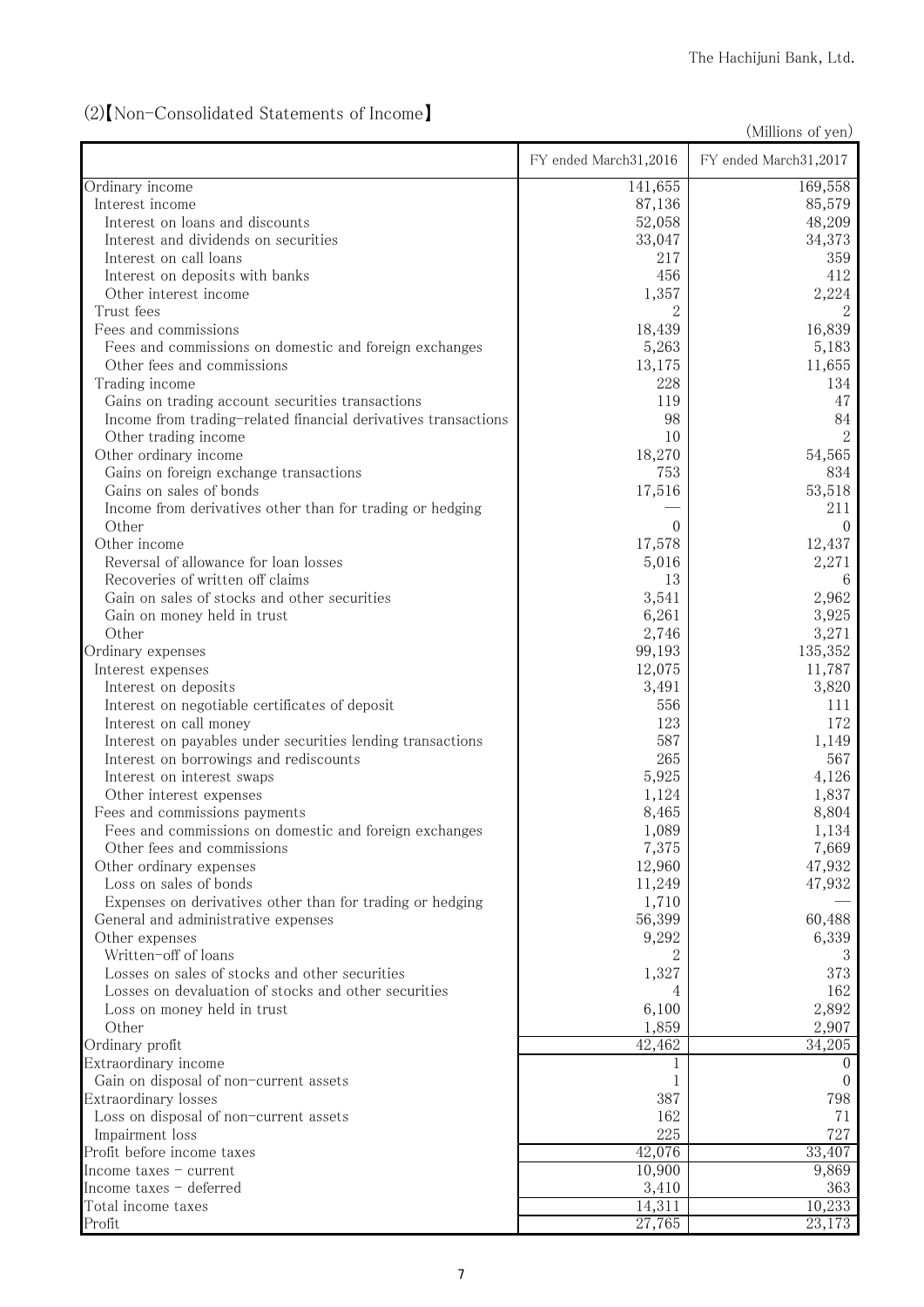## (2)【Non-Consolidated Statements of Income】

(Millions of yen)

| | FY ended March31,2016 | FY ended March31,2017 |
|---|---|---|
| Ordinary income | 141,655 | 169,558 |
| Interest income | 87,136 | 85,579 |
| Interest on loans and discounts | 52,058 | 48,209 |
| Interest and dividends on securities | 33,047 | 34,373 |
| Interest on call loans | 217 | 359 |
| Interest on deposits with banks | 456 | 412 |
| Other interest income | 1,357 | 2,224 |
| Trust fees | 2 | 2 |
| Fees and commissions | 18,439 | 16,839 |
| Fees and commissions on domestic and foreign exchanges | 5,263 | 5,183 |
| Other fees and commissions | 13,175 | 11,655 |
| Trading income | 228 | 134 |
| Gains on trading account securities transactions | 119 | 47 |
| Income from trading-related financial derivatives transactions | 98 | 84 |
| Other trading income | 10 | 2 |
| Other ordinary income | 18,270 | 54,565 |
| Gains on foreign exchange transactions | 753 | 834 |
| Gains on sales of bonds | 17,516 | 53,518 |
| Income from derivatives other than for trading or hedging | — | 211 |
| Other | 0 | 0 |
| Other income | 17,578 | 12,437 |
| Reversal of allowance for loan losses | 5,016 | 2,271 |
| Recoveries of written off claims | 13 | 6 |
| Gain on sales of stocks and other securities | 3,541 | 2,962 |
| Gain on money held in trust | 6,261 | 3,925 |
| Other | 2,746 | 3,271 |
| Ordinary expenses | 99,193 | 135,352 |
| Interest expenses | 12,075 | 11,787 |
| Interest on deposits | 3,491 | 3,820 |
| Interest on negotiable certificates of deposit | 556 | 111 |
| Interest on call money | 123 | 172 |
| Interest on payables under securities lending transactions | 587 | 1,149 |
| Interest on borrowings and rediscounts | 265 | 567 |
| Interest on interest swaps | 5,925 | 4,126 |
| Other interest expenses | 1,124 | 1,837 |
| Fees and commissions payments | 8,465 | 8,804 |
| Fees and commissions on domestic and foreign exchanges | 1,089 | 1,134 |
| Other fees and commissions | 7,375 | 7,669 |
| Other ordinary expenses | 12,960 | 47,932 |
| Loss on sales of bonds | 11,249 | 47,932 |
| Expenses on derivatives other than for trading or hedging | 1,710 | — |
| General and administrative expenses | 56,399 | 60,488 |
| Other expenses | 9,292 | 6,339 |
| Written-off of loans | 2 | 3 |
| Losses on sales of stocks and other securities | 1,327 | 373 |
| Losses on devaluation of stocks and other securities | 4 | 162 |
| Loss on money held in trust | 6,100 | 2,892 |
| Other | 1,859 | 2,907 |
| Ordinary profit | 42,462 | 34,205 |
| Extraordinary income | 1 | 0 |
| Gain on disposal of non-current assets | 1 | 0 |
| Extraordinary losses | 387 | 798 |
| Loss on disposal of non-current assets | 162 | 71 |
| Impairment loss | 225 | 727 |
| Profit before income taxes | 42,076 | 33,407 |
| Income taxes - current | 10,900 | 9,869 |
| Income taxes - deferred | 3,410 | 363 |
| Total income taxes | 14,311 | 10,233 |
| Profit | 27,765 | 23,173 |